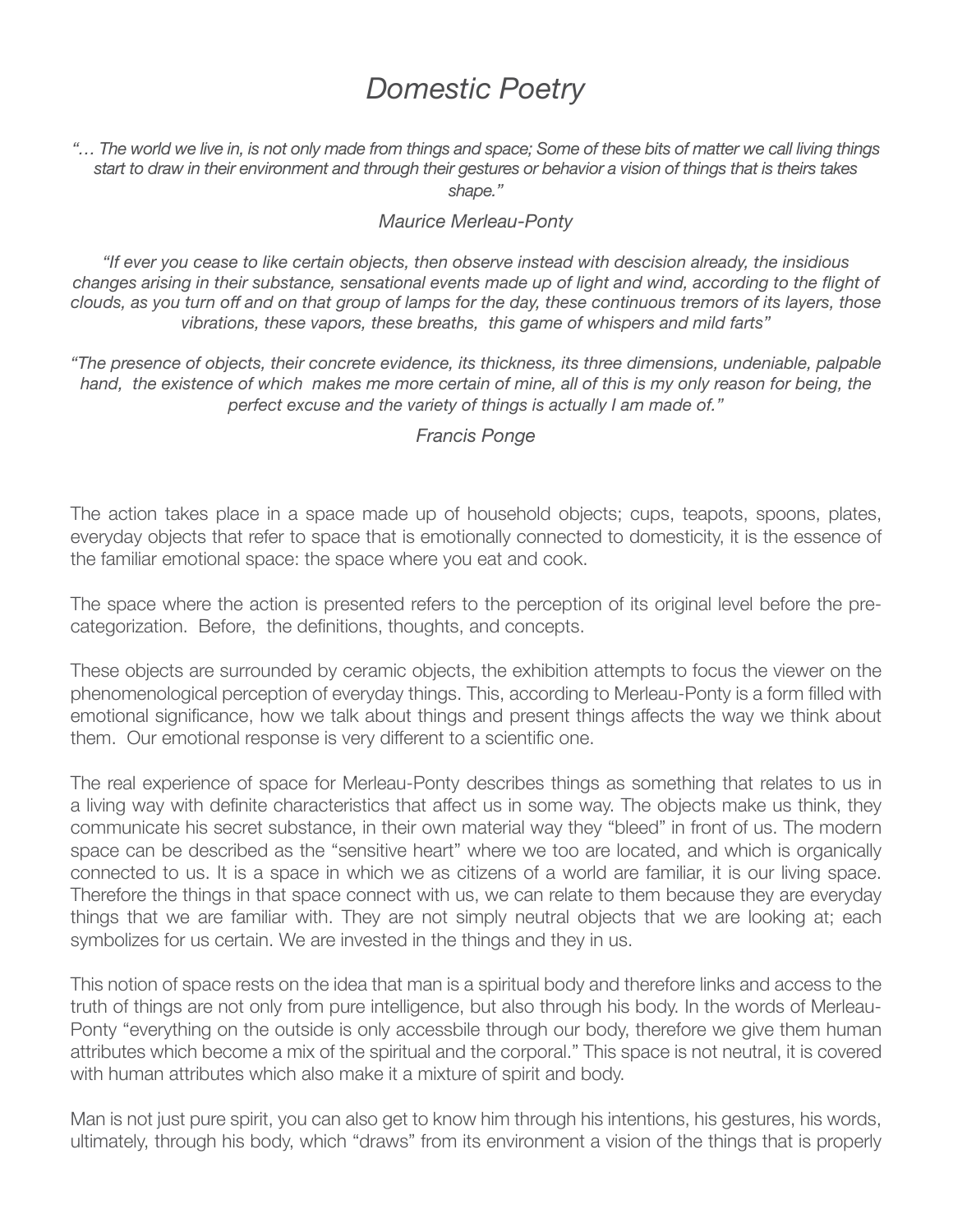# *Domestic Poetry*

*"… The world we live in, is not only made from things and space; Some of these bits of matter we call living things start to draw in their environment and through their gestures or behavior a vision of things that is theirs takes shape."*

*Maurice Merleau-Ponty*

*"If ever you cease to like certain objects, then observe instead with descision already, the insidious changes arising in their substance, sensational events made up of light and wind, according to the flight of clouds, as you turn off and on that group of lamps for the day, these continuous tremors of its layers, those vibrations, these vapors, these breaths, this game of whispers and mild farts"*

*"The presence of objects, their concrete evidence, its thickness, its three dimensions, undeniable, palpable hand, the existence of which makes me more certain of mine, all of this is my only reason for being, the perfect excuse and the variety of things is actually I am made of."*

*Francis Ponge*

The action takes place in a space made up of household objects; cups, teapots, spoons, plates, everyday objects that refer to space that is emotionally connected to domesticity, it is the essence of the familiar emotional space: the space where you eat and cook.

The space where the action is presented refers to the perception of its original level before the pre-categorization. Before, the definitions, thoughts, and concepts.

These objects are surrounded by ceramic objects, the exhibition attempts to focus the viewer on the phenomenological perception of everyday things. This, according to Merleau-Ponty is a form filled with emotional significance, how we talk about things and present things affects the way we think about them. Our emotional response is very different to a scientific one.

The real experience of space for Merleau-Ponty describes things as something that relates to us in a living way with definite characteristics that affect us in some way. The objects make us think, they communicate his secret substance, in their own material way they "bleed" in front of us. The modern space can be described as the "sensitive heart" where we too are located, and which is organically connected to us. It is a space in which we as citizens of a world are familiar, it is our living space. Therefore the things in that space connect with us, we can relate to them because they are everyday things that we are familiar with. They are not simply neutral objects that we are looking at; each symbolizes for us certain. We are invested in the things and they in us.

This notion of space rests on the idea that man is a spiritual body and therefore links and access to the truth of things are not only from pure intelligence, but also through his body. In the words of Merleau-Ponty "everything on the outside is only accessbile through our body, therefore we give them human attributes which become a mix of the spiritual and the corporal." This space is not neutral, it is covered with human attributes which also make it a mixture of spirit and body.

Man is not just pure spirit, you can also get to know him through his intentions, his gestures, his words, ultimately, through his body, which "draws" from its environment a vision of the things that is properly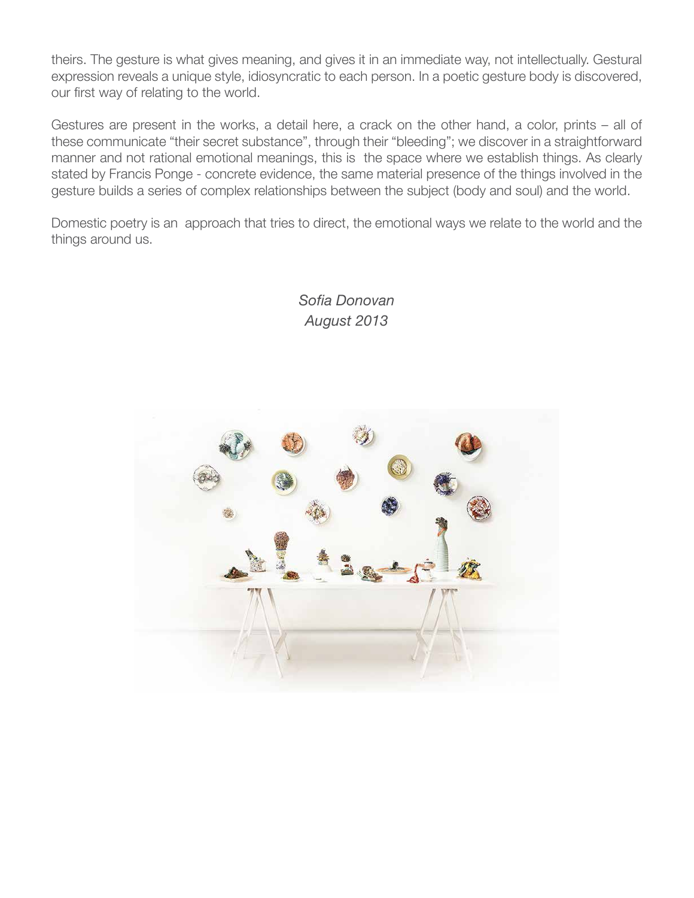theirs. The gesture is what gives meaning, and gives it in an immediate way, not intellectually. Gestural expression reveals a unique style, idiosyncratic to each person. In a poetic gesture body is discovered, our first way of relating to the world.

Gestures are present in the works, a detail here, a crack on the other hand, a color, prints – all of these communicate "their secret substance", through their "bleeding"; we discover in a straightforward manner and not rational emotional meanings, this is the space where we establish things. As clearly stated by Francis Ponge - concrete evidence, the same material presence of the things involved in the gesture builds a series of complex relationships between the subject (body and soul) and the world.

Domestic poetry is an approach that tries to direct, the emotional ways we relate to the world and the things around us.

*Sofia Donovan*
*August 2013*